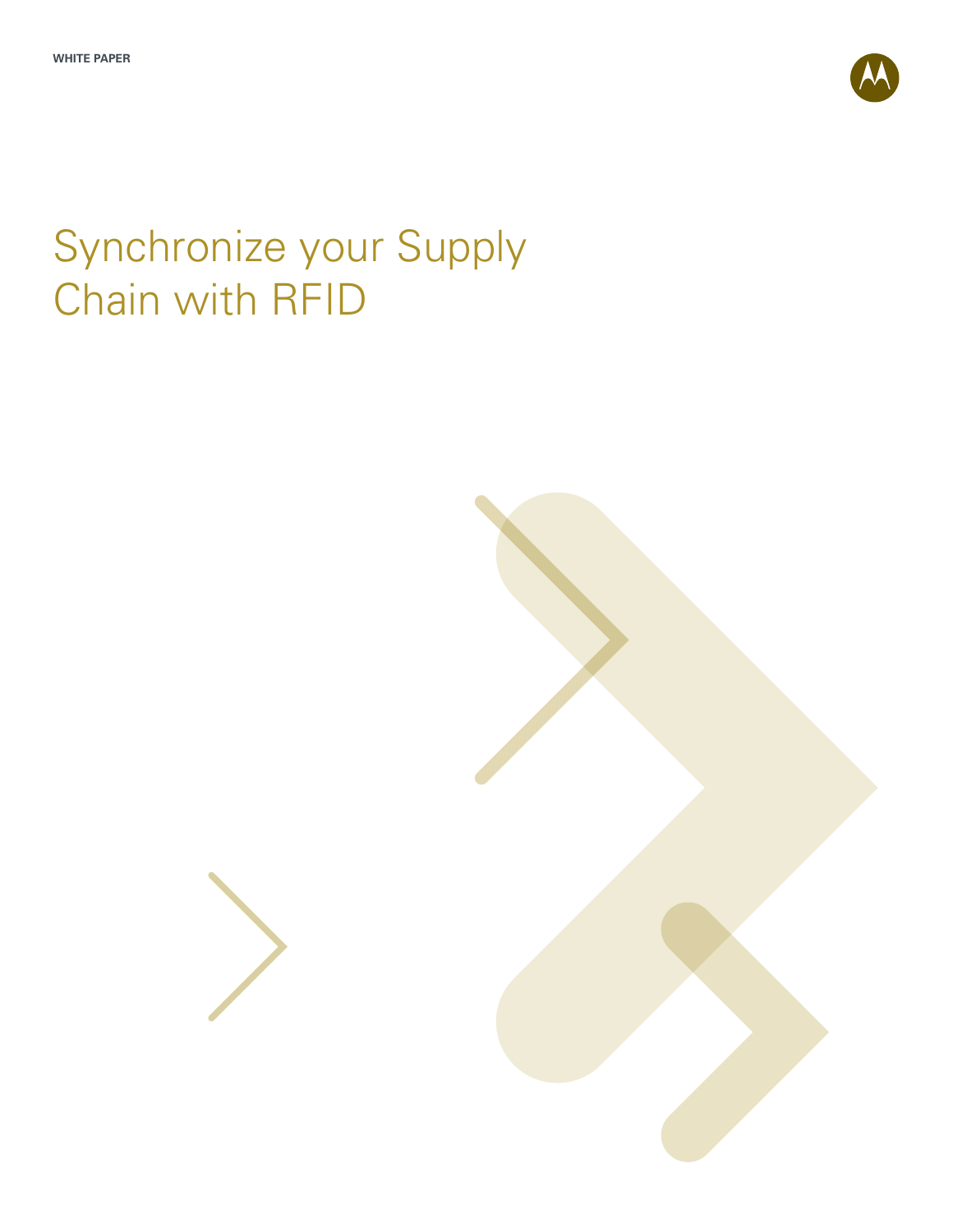WHITE PAPER

# Synchronize your Supply Chain with RFID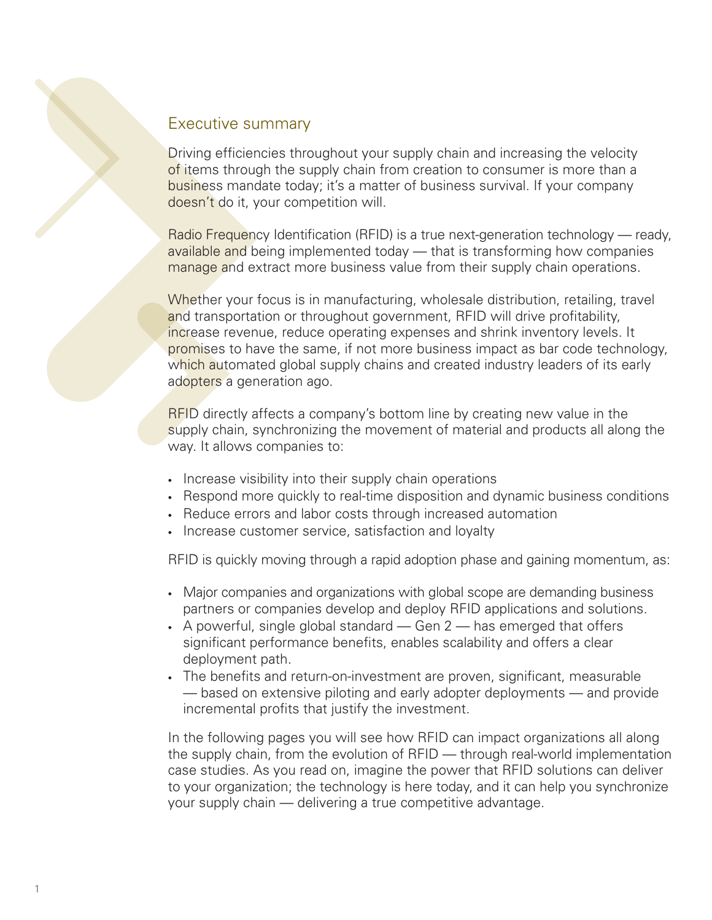## Executive summary

Driving efficiencies throughout your supply chain and increasing the velocity of items through the supply chain from creation to consumer is more than a business mandate today; it's a matter of business survival. If your company doesn't do it, your competition will.

Radio Frequency Identification (RFID) is a true next-generation technology — ready, available and being implemented today — that is transforming how companies manage and extract more business value from their supply chain operations.

Whether your focus is in manufacturing, wholesale distribution, retailing, travel and transportation or throughout government, RFID will drive profitability, increase revenue, reduce operating expenses and shrink inventory levels. It promises to have the same, if not more business impact as bar code technology, which automated global supply chains and created industry leaders of its early adopters a generation ago.

RFID directly affects a company's bottom line by creating new value in the supply chain, synchronizing the movement of material and products all along the way. It allows companies to:

- Increase visibility into their supply chain operations
- Respond more quickly to real-time disposition and dynamic business conditions
- Reduce errors and labor costs through increased automation
- Increase customer service, satisfaction and loyalty

RFID is quickly moving through a rapid adoption phase and gaining momentum, as:

- Major companies and organizations with global scope are demanding business partners or companies develop and deploy RFID applications and solutions.
- A powerful, single global standard — Gen 2 — has emerged that offers significant performance benefits, enables scalability and offers a clear deployment path.
- The benefits and return-on-investment are proven, significant, measurable — based on extensive piloting and early adopter deployments — and provide incremental profits that justify the investment.

In the following pages you will see how RFID can impact organizations all along the supply chain, from the evolution of RFID — through real-world implementation case studies. As you read on, imagine the power that RFID solutions can deliver to your organization; the technology is here today, and it can help you synchronize your supply chain — delivering a true competitive advantage.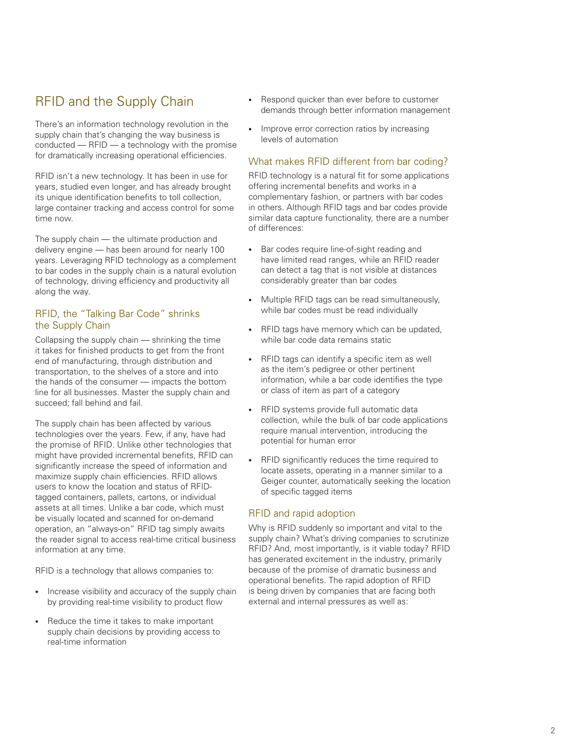# RFID and the Supply Chain

There's an information technology revolution in the supply chain that's changing the way business is conducted — RFID — a technology with the promise for dramatically increasing operational efficiencies.

RFID isn't a new technology. It has been in use for years, studied even longer, and has already brought its unique identification benefits to toll collection, large container tracking and access control for some time now.

The supply chain — the ultimate production and delivery engine — has been around for nearly 100 years. Leveraging RFID technology as a complement to bar codes in the supply chain is a natural evolution of technology, driving efficiency and productivity all along the way.

## RFID, the "Talking Bar Code" shrinks the Supply Chain

Collapsing the supply chain — shrinking the time it takes for finished products to get from the front end of manufacturing, through distribution and transportation, to the shelves of a store and into the hands of the consumer — impacts the bottom line for all businesses. Master the supply chain and succeed; fall behind and fail.

The supply chain has been affected by various technologies over the years. Few, if any, have had the promise of RFID. Unlike other technologies that might have provided incremental benefits, RFID can significantly increase the speed of information and maximize supply chain efficiencies. RFID allows users to know the location and status of RFID-tagged containers, pallets, cartons, or individual assets at all times. Unlike a bar code, which must be visually located and scanned for on-demand operation, an "always-on" RFID tag simply awaits the reader signal to access real-time critical business information at any time.

RFID is a technology that allows companies to:

- Increase visibility and accuracy of the supply chain by providing real-time visibility to product flow
- Reduce the time it takes to make important supply chain decisions by providing access to real-time information
- Respond quicker than ever before to customer demands through better information management
- Improve error correction ratios by increasing levels of automation

## What makes RFID different from bar coding?

RFID technology is a natural fit for some applications offering incremental benefits and works in a complementary fashion, or partners with bar codes in others. Although RFID tags and bar codes provide similar data capture functionality, there are a number of differences:

- Bar codes require line-of-sight reading and have limited read ranges, while an RFID reader can detect a tag that is not visible at distances considerably greater than bar codes
- Multiple RFID tags can be read simultaneously, while bar codes must be read individually
- RFID tags have memory which can be updated, while bar code data remains static
- RFID tags can identify a specific item as well as the item's pedigree or other pertinent information, while a bar code identifies the type or class of item as part of a category
- RFID systems provide full automatic data collection, while the bulk of bar code applications require manual intervention, introducing the potential for human error
- RFID significantly reduces the time required to locate assets, operating in a manner similar to a Geiger counter, automatically seeking the location of specific tagged items

## RFID and rapid adoption

Why is RFID suddenly so important and vital to the supply chain? What's driving companies to scrutinize RFID? And, most importantly, is it viable today? RFID has generated excitement in the industry, primarily because of the promise of dramatic business and operational benefits. The rapid adoption of RFID is being driven by companies that are facing both external and internal pressures as well as: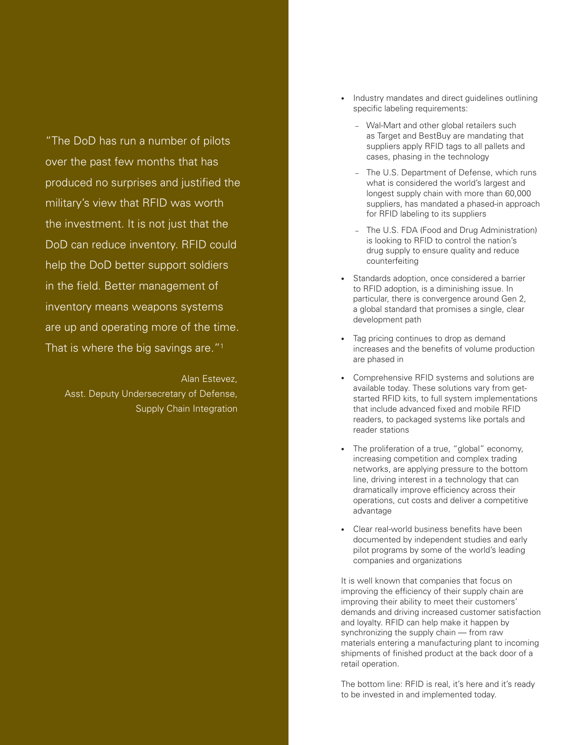"The DoD has run a number of pilots over the past few months that has produced no surprises and justified the military's view that RFID was worth the investment. It is not just that the DoD can reduce inventory. RFID could help the DoD better support soldiers in the field. Better management of inventory means weapons systems are up and operating more of the time. That is where the big savings are."[1]

Alan Estevez,
Asst. Deputy Undersecretary of Defense,
Supply Chain Integration

- Industry mandates and direct guidelines outlining specific labeling requirements:
  - Wal-Mart and other global retailers such as Target and BestBuy are mandating that suppliers apply RFID tags to all pallets and cases, phasing in the technology
  - The U.S. Department of Defense, which runs what is considered the world's largest and longest supply chain with more than 60,000 suppliers, has mandated a phased-in approach for RFID labeling to its suppliers
  - The U.S. FDA (Food and Drug Administration) is looking to RFID to control the nation's drug supply to ensure quality and reduce counterfeiting
- Standards adoption, once considered a barrier to RFID adoption, is a diminishing issue. In particular, there is convergence around Gen 2, a global standard that promises a single, clear development path
- Tag pricing continues to drop as demand increases and the benefits of volume production are phased in
- Comprehensive RFID systems and solutions are available today. These solutions vary from get-started RFID kits, to full system implementations that include advanced fixed and mobile RFID readers, to packaged systems like portals and reader stations
- The proliferation of a true, "global" economy, increasing competition and complex trading networks, are applying pressure to the bottom line, driving interest in a technology that can dramatically improve efficiency across their operations, cut costs and deliver a competitive advantage
- Clear real-world business benefits have been documented by independent studies and early pilot programs by some of the world's leading companies and organizations

It is well known that companies that focus on improving the efficiency of their supply chain are improving their ability to meet their customers' demands and driving increased customer satisfaction and loyalty. RFID can help make it happen by synchronizing the supply chain — from raw materials entering a manufacturing plant to incoming shipments of finished product at the back door of a retail operation.

The bottom line: RFID is real, it's here and it's ready to be invested in and implemented today.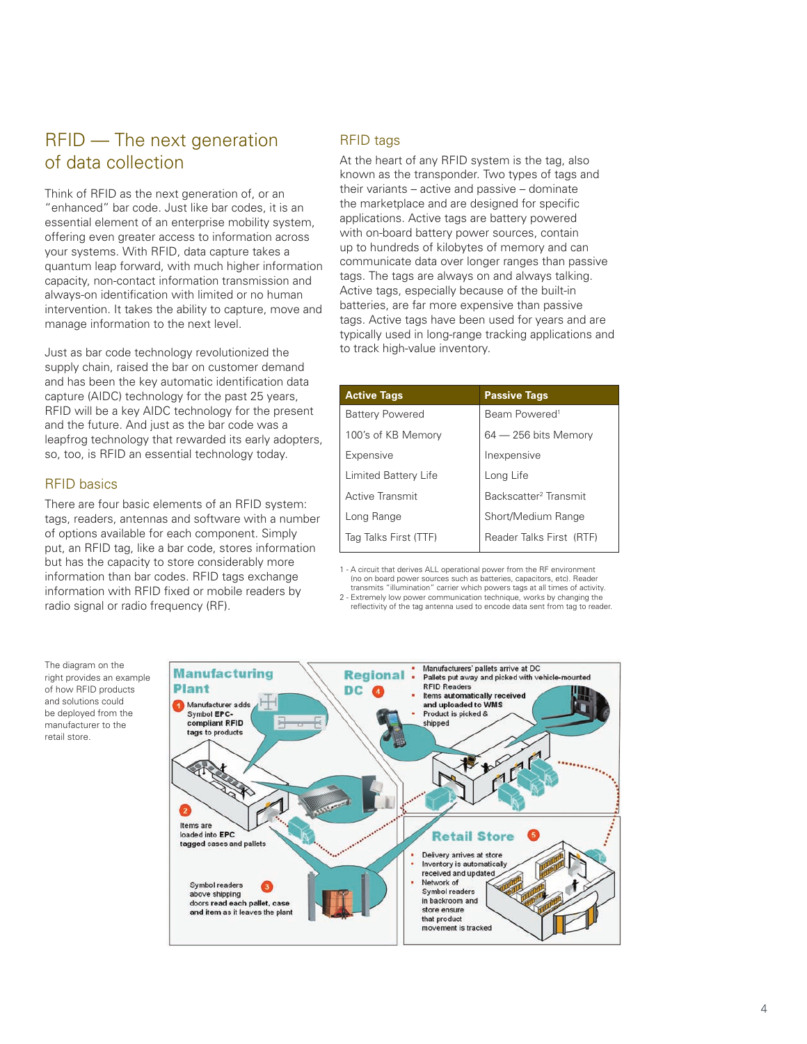## RFID — The next generation of data collection

Think of RFID as the next generation of, or an "enhanced" bar code. Just like bar codes, it is an essential element of an enterprise mobility system, offering even greater access to information across your systems. With RFID, data capture takes a quantum leap forward, with much higher information capacity, non-contact information transmission and always-on identification with limited or no human intervention. It takes the ability to capture, move and manage information to the next level.

Just as bar code technology revolutionized the supply chain, raised the bar on customer demand and has been the key automatic identification data capture (AIDC) technology for the past 25 years, RFID will be a key AIDC technology for the present and the future. And just as the bar code was a leapfrog technology that rewarded its early adopters, so, too, is RFID an essential technology today.

### RFID basics

There are four basic elements of an RFID system: tags, readers, antennas and software with a number of options available for each component. Simply put, an RFID tag, like a bar code, stores information but has the capacity to store considerably more information than bar codes. RFID tags exchange information with RFID fixed or mobile readers by radio signal or radio frequency (RF).

### RFID tags

At the heart of any RFID system is the tag, also known as the transponder. Two types of tags and their variants – active and passive – dominate the marketplace and are designed for specific applications. Active tags are battery powered with on-board battery power sources, contain up to hundreds of kilobytes of memory and can communicate data over longer ranges than passive tags. The tags are always on and always talking. Active tags, especially because of the built-in batteries, are far more expensive than passive tags. Active tags have been used for years and are typically used in long-range tracking applications and to track high-value inventory.

| Active Tags | Passive Tags |
|---|---|
| Battery Powered | Beam Powered[1] |
| 100's of KB Memory | 64 — 256 bits Memory |
| Expensive | Inexpensive |
| Limited Battery Life | Long Life |
| Active Transmit | Backscatter[2] Transmit |
| Long Range | Short/Medium Range |
| Tag Talks First (TTF) | Reader Talks First (RTF) |

1 - A circuit that derives ALL operational power from the RF environment (no on board power sources such as batteries, capacitors, etc). Reader transmits "illumination" carrier which powers tags at all times of activity.

2 - Extremely low power communication technique, works by changing the reflectivity of the tag antenna used to encode data sent from tag to reader.

The diagram on the right provides an example of how RFID products and solutions could be deployed from the manufacturer to the retail store.

**Manufacturing Plant**

1. Manufacturer adds Symbol EPC-compliant RFID tags to products
2. Items are loaded into EPC tagged cases and pallets
3. Symbol readers above shipping doors read each pallet, case and item as it leaves the plant

**Regional DC** 4

- Manufacturers' pallets arrive at DC
- Pallets put away and picked with vehicle-mounted RFID Readers
- Items automatically received and uploaded to WMS
- Product is picked & shipped

**Retail Store** 5

- Delivery arrives at store
- Inventory is automatically received and updated
- Network of Symbol readers in backroom and store ensure that product movement is tracked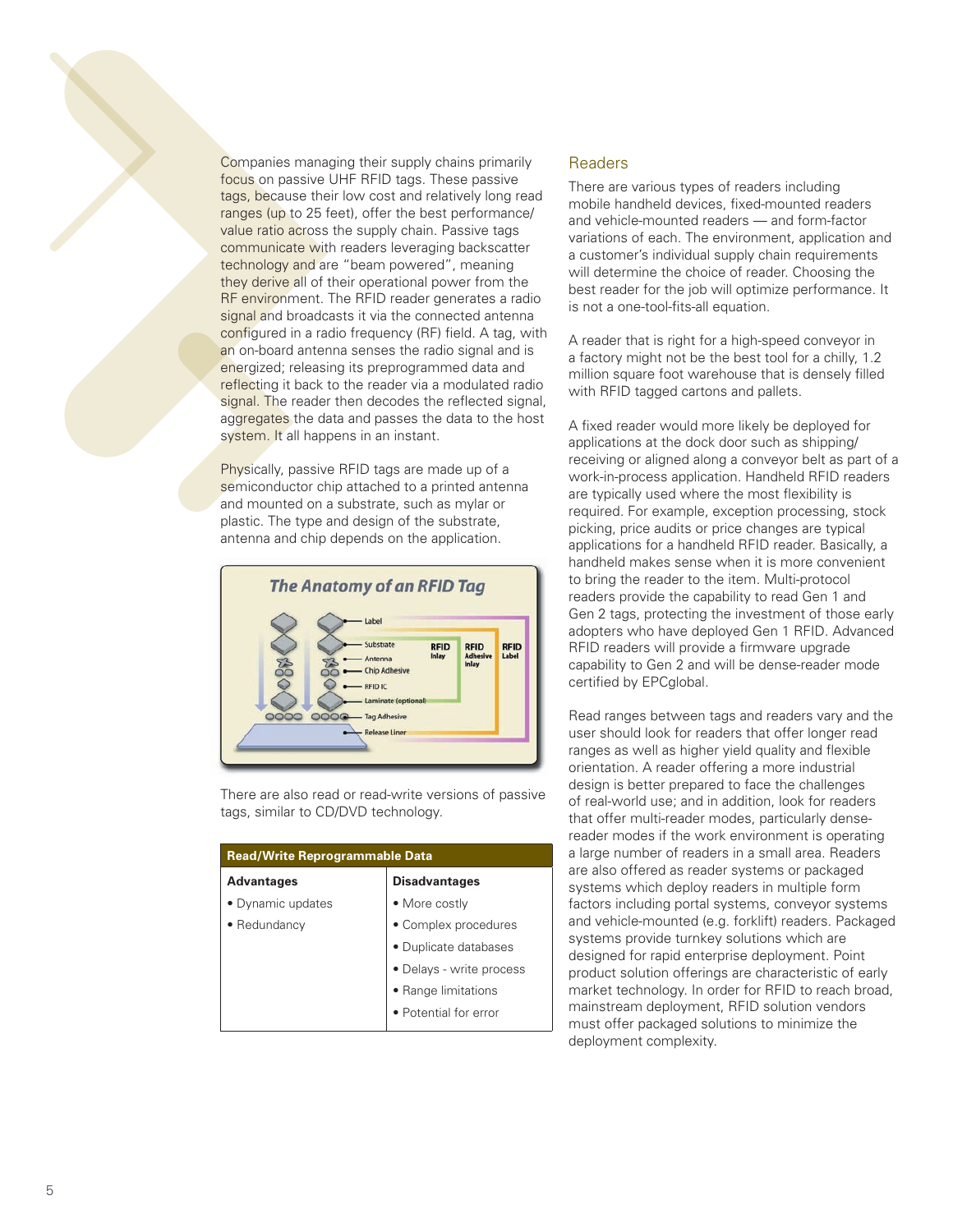Companies managing their supply chains primarily focus on passive UHF RFID tags. These passive tags, because their low cost and relatively long read ranges (up to 25 feet), offer the best performance/value ratio across the supply chain. Passive tags communicate with readers leveraging backscatter technology and are "beam powered", meaning they derive all of their operational power from the RF environment. The RFID reader generates a radio signal and broadcasts it via the connected antenna configured in a radio frequency (RF) field. A tag, with an on-board antenna senses the radio signal and is energized; releasing its preprogrammed data and reflecting it back to the reader via a modulated radio signal. The reader then decodes the reflected signal, aggregates the data and passes the data to the host system. It all happens in an instant.

Physically, passive RFID tags are made up of a semiconductor chip attached to a printed antenna and mounted on a substrate, such as mylar or plastic. The type and design of the substrate, antenna and chip depends on the application.

**The Anatomy of an RFID Tag**

Label, Substrate, Antenna, Chip Adhesive, RFID IC, Laminate (optional), Tag Adhesive, Release Liner — RFID Inlay, RFID Adhesive Inlay, RFID Label

There are also read or read-write versions of passive tags, similar to CD/DVD technology.

| Read/Write Reprogrammable Data | |
|---|---|
| **Advantages** | **Disadvantages** |
| • Dynamic updates | • More costly |
| • Redundancy | • Complex procedures |
| | • Duplicate databases |
| | • Delays - write process |
| | • Range limitations |
| | • Potential for error |

## Readers

There are various types of readers including mobile handheld devices, fixed-mounted readers and vehicle-mounted readers — and form-factor variations of each. The environment, application and a customer's individual supply chain requirements will determine the choice of reader. Choosing the best reader for the job will optimize performance. It is not a one-tool-fits-all equation.

A reader that is right for a high-speed conveyor in a factory might not be the best tool for a chilly, 1.2 million square foot warehouse that is densely filled with RFID tagged cartons and pallets.

A fixed reader would more likely be deployed for applications at the dock door such as shipping/receiving or aligned along a conveyor belt as part of a work-in-process application. Handheld RFID readers are typically used where the most flexibility is required. For example, exception processing, stock picking, price audits or price changes are typical applications for a handheld RFID reader. Basically, a handheld makes sense when it is more convenient to bring the reader to the item. Multi-protocol readers provide the capability to read Gen 1 and Gen 2 tags, protecting the investment of those early adopters who have deployed Gen 1 RFID. Advanced RFID readers will provide a firmware upgrade capability to Gen 2 and will be dense-reader mode certified by EPCglobal.

Read ranges between tags and readers vary and the user should look for readers that offer longer read ranges as well as higher yield quality and flexible orientation. A reader offering a more industrial design is better prepared to face the challenges of real-world use; and in addition, look for readers that offer multi-reader modes, particularly dense-reader modes if the work environment is operating a large number of readers in a small area. Readers are also offered as reader systems or packaged systems which deploy readers in multiple form factors including portal systems, conveyor systems and vehicle-mounted (e.g. forklift) readers. Packaged systems provide turnkey solutions which are designed for rapid enterprise deployment. Point product solution offerings are characteristic of early market technology. In order for RFID to reach broad, mainstream deployment, RFID solution vendors must offer packaged solutions to minimize the deployment complexity.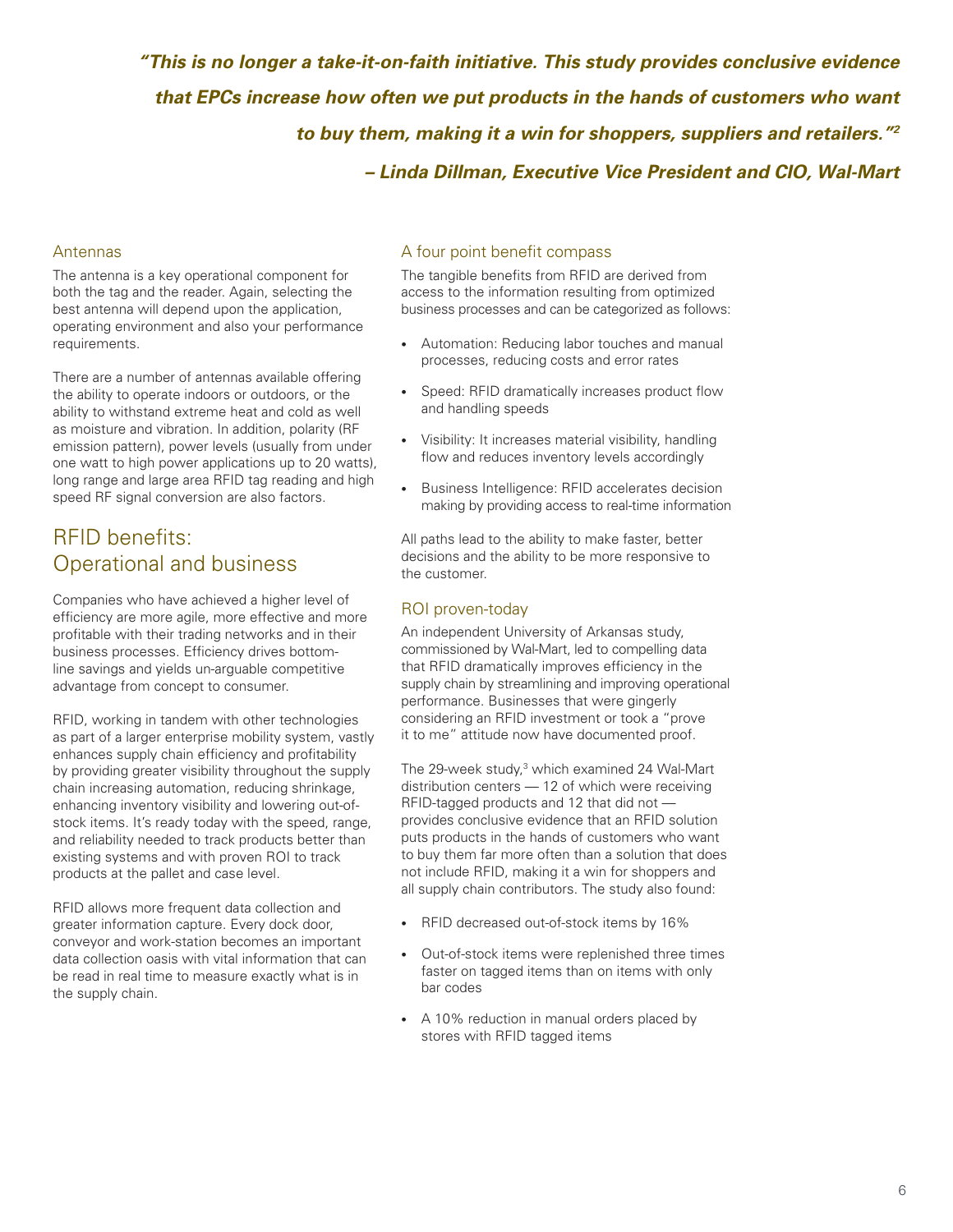***"This is no longer a take-it-on-faith initiative. This study provides conclusive evidence that EPCs increase how often we put products in the hands of customers who want to buy them, making it a win for shoppers, suppliers and retailers."[2]***

***– Linda Dillman, Executive Vice President and CIO, Wal-Mart***

### Antennas

The antenna is a key operational component for both the tag and the reader. Again, selecting the best antenna will depend upon the application, operating environment and also your performance requirements.

There are a number of antennas available offering the ability to operate indoors or outdoors, or the ability to withstand extreme heat and cold as well as moisture and vibration. In addition, polarity (RF emission pattern), power levels (usually from under one watt to high power applications up to 20 watts), long range and large area RFID tag reading and high speed RF signal conversion are also factors.

## RFID benefits: Operational and business

Companies who have achieved a higher level of efficiency are more agile, more effective and more profitable with their trading networks and in their business processes. Efficiency drives bottom-line savings and yields un-arguable competitive advantage from concept to consumer.

RFID, working in tandem with other technologies as part of a larger enterprise mobility system, vastly enhances supply chain efficiency and profitability by providing greater visibility throughout the supply chain increasing automation, reducing shrinkage, enhancing inventory visibility and lowering out-of-stock items. It's ready today with the speed, range, and reliability needed to track products better than existing systems and with proven ROI to track products at the pallet and case level.

RFID allows more frequent data collection and greater information capture. Every dock door, conveyor and work-station becomes an important data collection oasis with vital information that can be read in real time to measure exactly what is in the supply chain.

### A four point benefit compass

The tangible benefits from RFID are derived from access to the information resulting from optimized business processes and can be categorized as follows:

- Automation: Reducing labor touches and manual processes, reducing costs and error rates
- Speed: RFID dramatically increases product flow and handling speeds
- Visibility: It increases material visibility, handling flow and reduces inventory levels accordingly
- Business Intelligence: RFID accelerates decision making by providing access to real-time information

All paths lead to the ability to make faster, better decisions and the ability to be more responsive to the customer.

### ROI proven-today

An independent University of Arkansas study, commissioned by Wal-Mart, led to compelling data that RFID dramatically improves efficiency in the supply chain by streamlining and improving operational performance. Businesses that were gingerly considering an RFID investment or took a "prove it to me" attitude now have documented proof.

The 29-week study,[3] which examined 24 Wal-Mart distribution centers — 12 of which were receiving RFID-tagged products and 12 that did not — provides conclusive evidence that an RFID solution puts products in the hands of customers who want to buy them far more often than a solution that does not include RFID, making it a win for shoppers and all supply chain contributors. The study also found:

- RFID decreased out-of-stock items by 16%
- Out-of-stock items were replenished three times faster on tagged items than on items with only bar codes
- A 10% reduction in manual orders placed by stores with RFID tagged items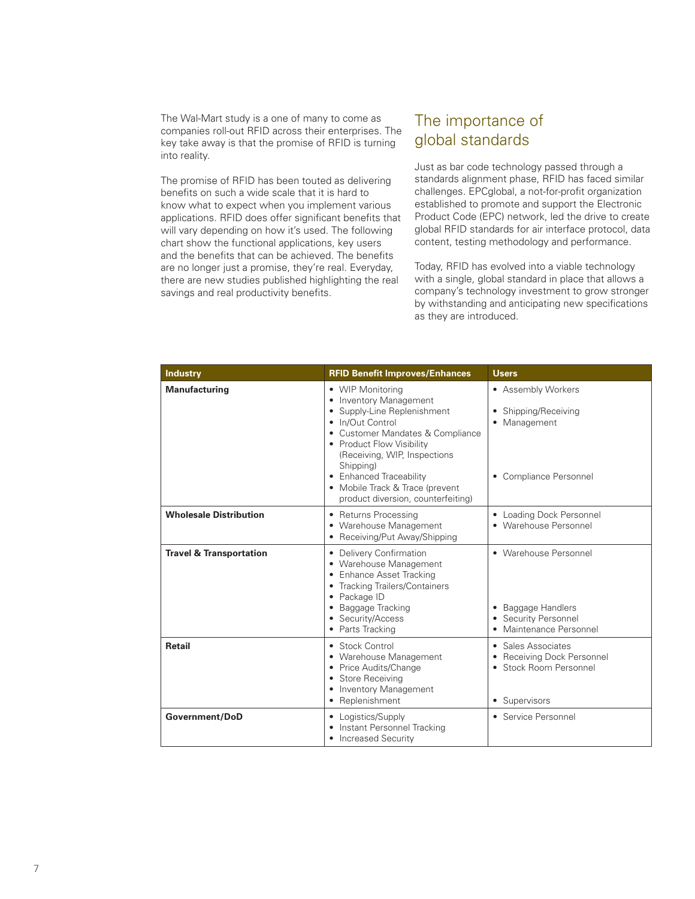The Wal-Mart study is a one of many to come as companies roll-out RFID across their enterprises. The key take away is that the promise of RFID is turning into reality.

The promise of RFID has been touted as delivering benefits on such a wide scale that it is hard to know what to expect when you implement various applications. RFID does offer significant benefits that will vary depending on how it's used. The following chart show the functional applications, key users and the benefits that can be achieved. The benefits are no longer just a promise, they're real. Everyday, there are new studies published highlighting the real savings and real productivity benefits.

## The importance of global standards

Just as bar code technology passed through a standards alignment phase, RFID has faced similar challenges. EPCglobal, a not-for-profit organization established to promote and support the Electronic Product Code (EPC) network, led the drive to create global RFID standards for air interface protocol, data content, testing methodology and performance.

Today, RFID has evolved into a viable technology with a single, global standard in place that allows a company's technology investment to grow stronger by withstanding and anticipating new specifications as they are introduced.

| Industry | RFID Benefit Improves/Enhances | Users |
|---|---|---|
| **Manufacturing** | • WIP Monitoring<br>• Inventory Management<br>• Supply-Line Replenishment<br>• In/Out Control<br>• Customer Mandates & Compliance<br>• Product Flow Visibility (Receiving, WIP, Inspections Shipping)<br>• Enhanced Traceability<br>• Mobile Track & Trace (prevent product diversion, counterfeiting) | • Assembly Workers<br>• Shipping/Receiving<br>• Management<br>• Compliance Personnel |
| **Wholesale Distribution** | • Returns Processing<br>• Warehouse Management<br>• Receiving/Put Away/Shipping | • Loading Dock Personnel<br>• Warehouse Personnel |
| **Travel & Transportation** | • Delivery Confirmation<br>• Warehouse Management<br>• Enhance Asset Tracking<br>• Tracking Trailers/Containers<br>• Package ID<br>• Baggage Tracking<br>• Security/Access<br>• Parts Tracking | • Warehouse Personnel<br>• Baggage Handlers<br>• Security Personnel<br>• Maintenance Personnel |
| **Retail** | • Stock Control<br>• Warehouse Management<br>• Price Audits/Change<br>• Store Receiving<br>• Inventory Management<br>• Replenishment | • Sales Associates<br>• Receiving Dock Personnel<br>• Stock Room Personnel<br>• Supervisors |
| **Government/DoD** | • Logistics/Supply<br>• Instant Personnel Tracking<br>• Increased Security | • Service Personnel |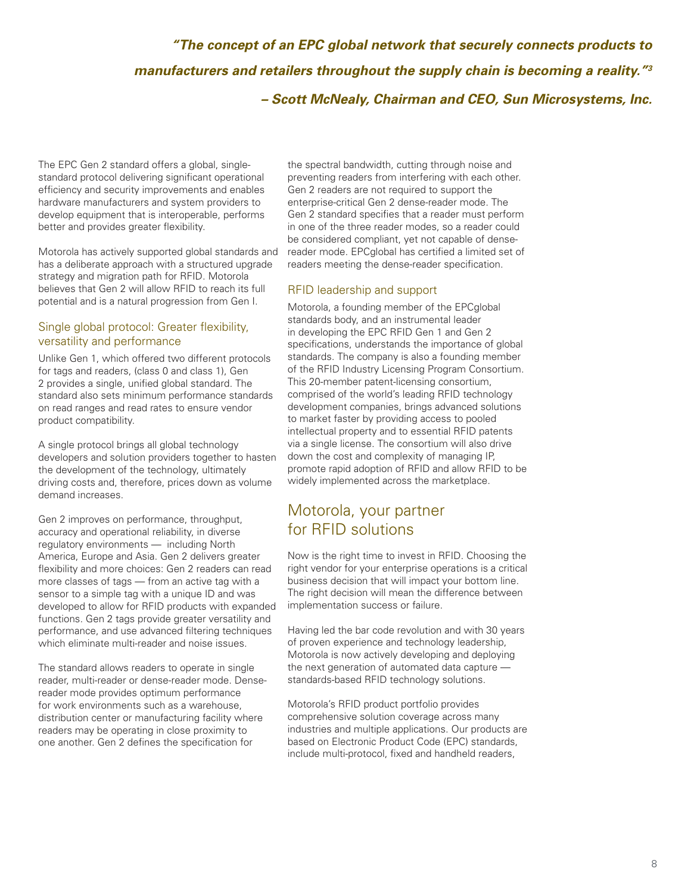*"The concept of an EPC global network that securely connects products to manufacturers and retailers throughout the supply chain is becoming a reality."[3]*

*– Scott McNealy, Chairman and CEO, Sun Microsystems, Inc.*

The EPC Gen 2 standard offers a global, single-standard protocol delivering significant operational efficiency and security improvements and enables hardware manufacturers and system providers to develop equipment that is interoperable, performs better and provides greater flexibility.

Motorola has actively supported global standards and has a deliberate approach with a structured upgrade strategy and migration path for RFID. Motorola believes that Gen 2 will allow RFID to reach its full potential and is a natural progression from Gen I.

### Single global protocol: Greater flexibility, versatility and performance

Unlike Gen 1, which offered two different protocols for tags and readers, (class 0 and class 1), Gen 2 provides a single, unified global standard. The standard also sets minimum performance standards on read ranges and read rates to ensure vendor product compatibility.

A single protocol brings all global technology developers and solution providers together to hasten the development of the technology, ultimately driving costs and, therefore, prices down as volume demand increases.

Gen 2 improves on performance, throughput, accuracy and operational reliability, in diverse regulatory environments — including North America, Europe and Asia. Gen 2 delivers greater flexibility and more choices: Gen 2 readers can read more classes of tags — from an active tag with a sensor to a simple tag with a unique ID and was developed to allow for RFID products with expanded functions. Gen 2 tags provide greater versatility and performance, and use advanced filtering techniques which eliminate multi-reader and noise issues.

The standard allows readers to operate in single reader, multi-reader or dense-reader mode. Dense-reader mode provides optimum performance for work environments such as a warehouse, distribution center or manufacturing facility where readers may be operating in close proximity to one another. Gen 2 defines the specification for the spectral bandwidth, cutting through noise and preventing readers from interfering with each other. Gen 2 readers are not required to support the enterprise-critical Gen 2 dense-reader mode. The Gen 2 standard specifies that a reader must perform in one of the three reader modes, so a reader could be considered compliant, yet not capable of dense-reader mode. EPCglobal has certified a limited set of readers meeting the dense-reader specification.

### RFID leadership and support

Motorola, a founding member of the EPCglobal standards body, and an instrumental leader in developing the EPC RFID Gen 1 and Gen 2 specifications, understands the importance of global standards. The company is also a founding member of the RFID Industry Licensing Program Consortium. This 20-member patent-licensing consortium, comprised of the world's leading RFID technology development companies, brings advanced solutions to market faster by providing access to pooled intellectual property and to essential RFID patents via a single license. The consortium will also drive down the cost and complexity of managing IP, promote rapid adoption of RFID and allow RFID to be widely implemented across the marketplace.

## Motorola, your partner for RFID solutions

Now is the right time to invest in RFID. Choosing the right vendor for your enterprise operations is a critical business decision that will impact your bottom line. The right decision will mean the difference between implementation success or failure.

Having led the bar code revolution and with 30 years of proven experience and technology leadership, Motorola is now actively developing and deploying the next generation of automated data capture — standards-based RFID technology solutions.

Motorola's RFID product portfolio provides comprehensive solution coverage across many industries and multiple applications. Our products are based on Electronic Product Code (EPC) standards, include multi-protocol, fixed and handheld readers,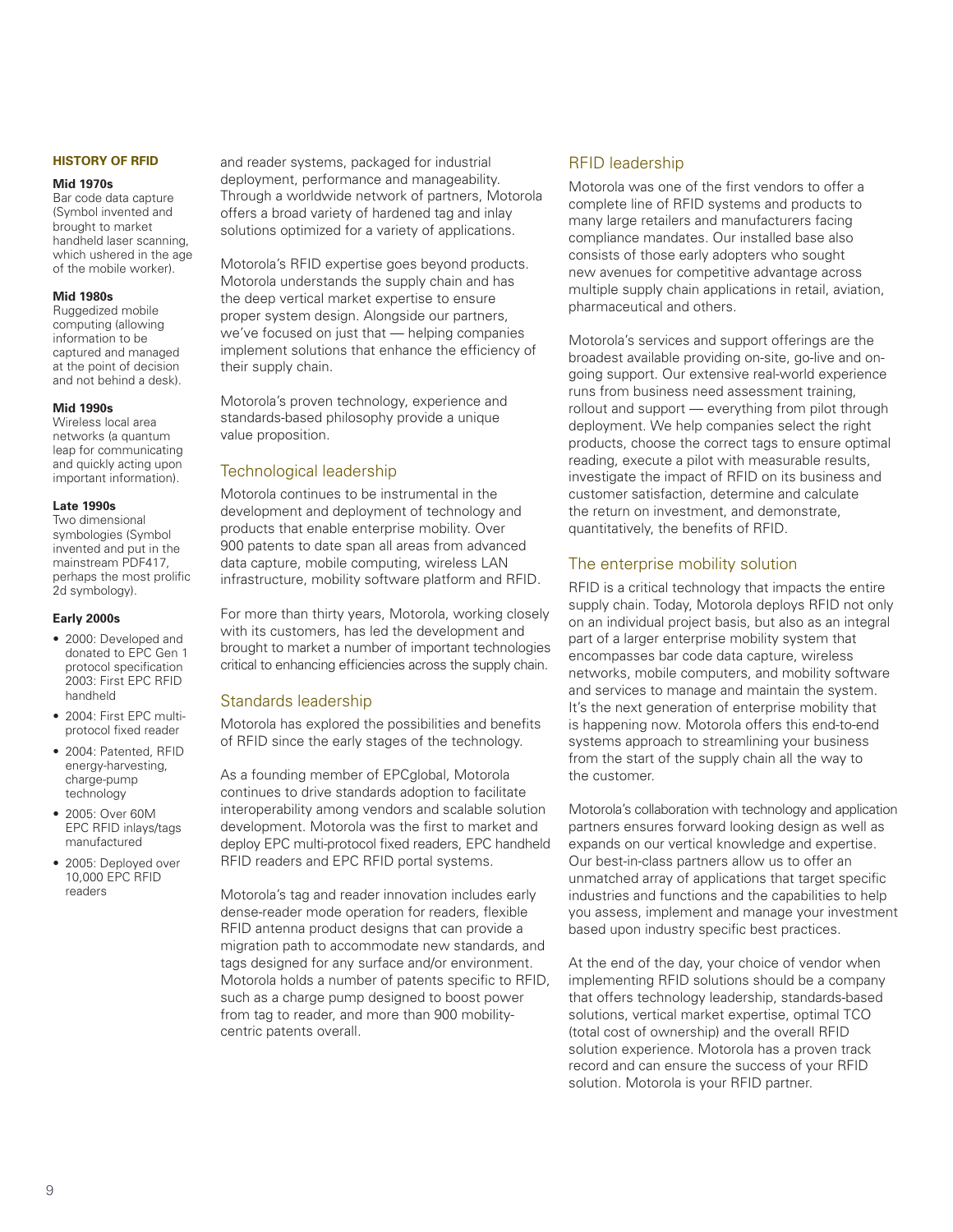### HISTORY OF RFID

**Mid 1970s**
Bar code data capture (Symbol invented and brought to market handheld laser scanning, which ushered in the age of the mobile worker).

**Mid 1980s**
Ruggedized mobile computing (allowing information to be captured and managed at the point of decision and not behind a desk).

**Mid 1990s**
Wireless local area networks (a quantum leap for communicating and quickly acting upon important information).

**Late 1990s**
Two dimensional symbologies (Symbol invented and put in the mainstream PDF417, perhaps the most prolific 2d symbology).

**Early 2000s**

- 2000: Developed and donated to EPC Gen 1 protocol specification 2003: First EPC RFID handheld
- 2004: First EPC multi-protocol fixed reader
- 2004: Patented, RFID energy-harvesting, charge-pump technology
- 2005: Over 60M EPC RFID inlays/tags manufactured
- 2005: Deployed over 10,000 EPC RFID readers

and reader systems, packaged for industrial deployment, performance and manageability. Through a worldwide network of partners, Motorola offers a broad variety of hardened tag and inlay solutions optimized for a variety of applications.

Motorola's RFID expertise goes beyond products. Motorola understands the supply chain and has the deep vertical market expertise to ensure proper system design. Alongside our partners, we've focused on just that — helping companies implement solutions that enhance the efficiency of their supply chain.

Motorola's proven technology, experience and standards-based philosophy provide a unique value proposition.

## Technological leadership

Motorola continues to be instrumental in the development and deployment of technology and products that enable enterprise mobility. Over 900 patents to date span all areas from advanced data capture, mobile computing, wireless LAN infrastructure, mobility software platform and RFID.

For more than thirty years, Motorola, working closely with its customers, has led the development and brought to market a number of important technologies critical to enhancing efficiencies across the supply chain.

## Standards leadership

Motorola has explored the possibilities and benefits of RFID since the early stages of the technology.

As a founding member of EPCglobal, Motorola continues to drive standards adoption to facilitate interoperability among vendors and scalable solution development. Motorola was the first to market and deploy EPC multi-protocol fixed readers, EPC handheld RFID readers and EPC RFID portal systems.

Motorola's tag and reader innovation includes early dense-reader mode operation for readers, flexible RFID antenna product designs that can provide a migration path to accommodate new standards, and tags designed for any surface and/or environment. Motorola holds a number of patents specific to RFID, such as a charge pump designed to boost power from tag to reader, and more than 900 mobility-centric patents overall.

## RFID leadership

Motorola was one of the first vendors to offer a complete line of RFID systems and products to many large retailers and manufacturers facing compliance mandates. Our installed base also consists of those early adopters who sought new avenues for competitive advantage across multiple supply chain applications in retail, aviation, pharmaceutical and others.

Motorola's services and support offerings are the broadest available providing on-site, go-live and on-going support. Our extensive real-world experience runs from business need assessment training, rollout and support — everything from pilot through deployment. We help companies select the right products, choose the correct tags to ensure optimal reading, execute a pilot with measurable results, investigate the impact of RFID on its business and customer satisfaction, determine and calculate the return on investment, and demonstrate, quantitatively, the benefits of RFID.

## The enterprise mobility solution

RFID is a critical technology that impacts the entire supply chain. Today, Motorola deploys RFID not only on an individual project basis, but also as an integral part of a larger enterprise mobility system that encompasses bar code data capture, wireless networks, mobile computers, and mobility software and services to manage and maintain the system. It's the next generation of enterprise mobility that is happening now. Motorola offers this end-to-end systems approach to streamlining your business from the start of the supply chain all the way to the customer.

Motorola's collaboration with technology and application partners ensures forward looking design as well as expands on our vertical knowledge and expertise. Our best-in-class partners allow us to offer an unmatched array of applications that target specific industries and functions and the capabilities to help you assess, implement and manage your investment based upon industry specific best practices.

At the end of the day, your choice of vendor when implementing RFID solutions should be a company that offers technology leadership, standards-based solutions, vertical market expertise, optimal TCO (total cost of ownership) and the overall RFID solution experience. Motorola has a proven track record and can ensure the success of your RFID solution. Motorola is your RFID partner.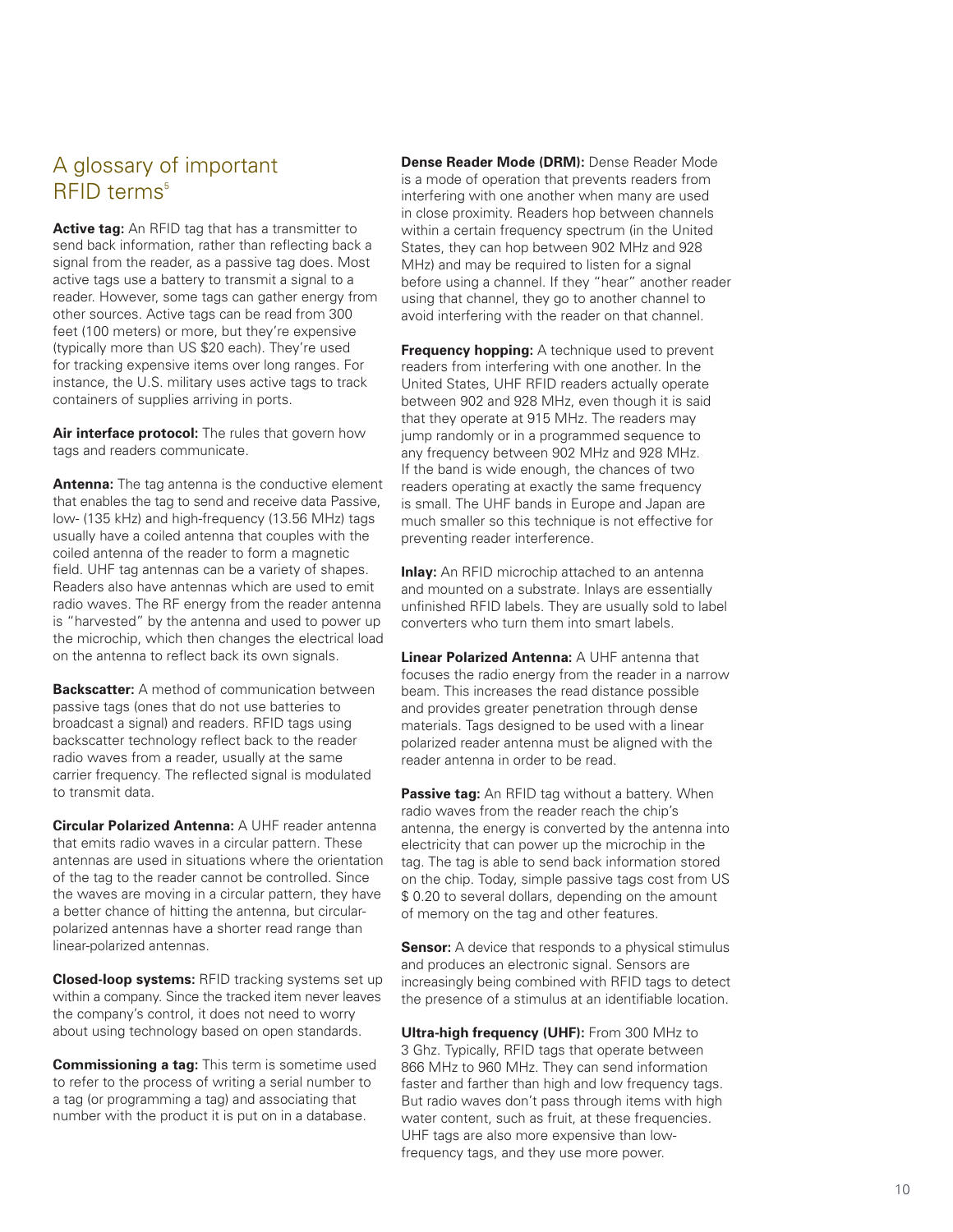## A glossary of important RFID terms[5]

**Active tag:** An RFID tag that has a transmitter to send back information, rather than reflecting back a signal from the reader, as a passive tag does. Most active tags use a battery to transmit a signal to a reader. However, some tags can gather energy from other sources. Active tags can be read from 300 feet (100 meters) or more, but they're expensive (typically more than US $20 each). They're used for tracking expensive items over long ranges. For instance, the U.S. military uses active tags to track containers of supplies arriving in ports.

**Air interface protocol:** The rules that govern how tags and readers communicate.

**Antenna:** The tag antenna is the conductive element that enables the tag to send and receive data Passive, low- (135 kHz) and high-frequency (13.56 MHz) tags usually have a coiled antenna that couples with the coiled antenna of the reader to form a magnetic field. UHF tag antennas can be a variety of shapes. Readers also have antennas which are used to emit radio waves. The RF energy from the reader antenna is "harvested" by the antenna and used to power up the microchip, which then changes the electrical load on the antenna to reflect back its own signals.

**Backscatter:** A method of communication between passive tags (ones that do not use batteries to broadcast a signal) and readers. RFID tags using backscatter technology reflect back to the reader radio waves from a reader, usually at the same carrier frequency. The reflected signal is modulated to transmit data.

**Circular Polarized Antenna:** A UHF reader antenna that emits radio waves in a circular pattern. These antennas are used in situations where the orientation of the tag to the reader cannot be controlled. Since the waves are moving in a circular pattern, they have a better chance of hitting the antenna, but circular-polarized antennas have a shorter read range than linear-polarized antennas.

**Closed-loop systems:** RFID tracking systems set up within a company. Since the tracked item never leaves the company's control, it does not need to worry about using technology based on open standards.

**Commissioning a tag:** This term is sometime used to refer to the process of writing a serial number to a tag (or programming a tag) and associating that number with the product it is put on in a database.

**Dense Reader Mode (DRM):** Dense Reader Mode is a mode of operation that prevents readers from interfering with one another when many are used in close proximity. Readers hop between channels within a certain frequency spectrum (in the United States, they can hop between 902 MHz and 928 MHz) and may be required to listen for a signal before using a channel. If they "hear" another reader using that channel, they go to another channel to avoid interfering with the reader on that channel.

**Frequency hopping:** A technique used to prevent readers from interfering with one another. In the United States, UHF RFID readers actually operate between 902 and 928 MHz, even though it is said that they operate at 915 MHz. The readers may jump randomly or in a programmed sequence to any frequency between 902 MHz and 928 MHz. If the band is wide enough, the chances of two readers operating at exactly the same frequency is small. The UHF bands in Europe and Japan are much smaller so this technique is not effective for preventing reader interference.

**Inlay:** An RFID microchip attached to an antenna and mounted on a substrate. Inlays are essentially unfinished RFID labels. They are usually sold to label converters who turn them into smart labels.

**Linear Polarized Antenna:** A UHF antenna that focuses the radio energy from the reader in a narrow beam. This increases the read distance possible and provides greater penetration through dense materials. Tags designed to be used with a linear polarized reader antenna must be aligned with the reader antenna in order to be read.

**Passive tag:** An RFID tag without a battery. When radio waves from the reader reach the chip's antenna, the energy is converted by the antenna into electricity that can power up the microchip in the tag. The tag is able to send back information stored on the chip. Today, simple passive tags cost from US $ 0.20 to several dollars, depending on the amount of memory on the tag and other features.

**Sensor:** A device that responds to a physical stimulus and produces an electronic signal. Sensors are increasingly being combined with RFID tags to detect the presence of a stimulus at an identifiable location.

**Ultra-high frequency (UHF):** From 300 MHz to 3 Ghz. Typically, RFID tags that operate between 866 MHz to 960 MHz. They can send information faster and farther than high and low frequency tags. But radio waves don't pass through items with high water content, such as fruit, at these frequencies. UHF tags are also more expensive than low-frequency tags, and they use more power.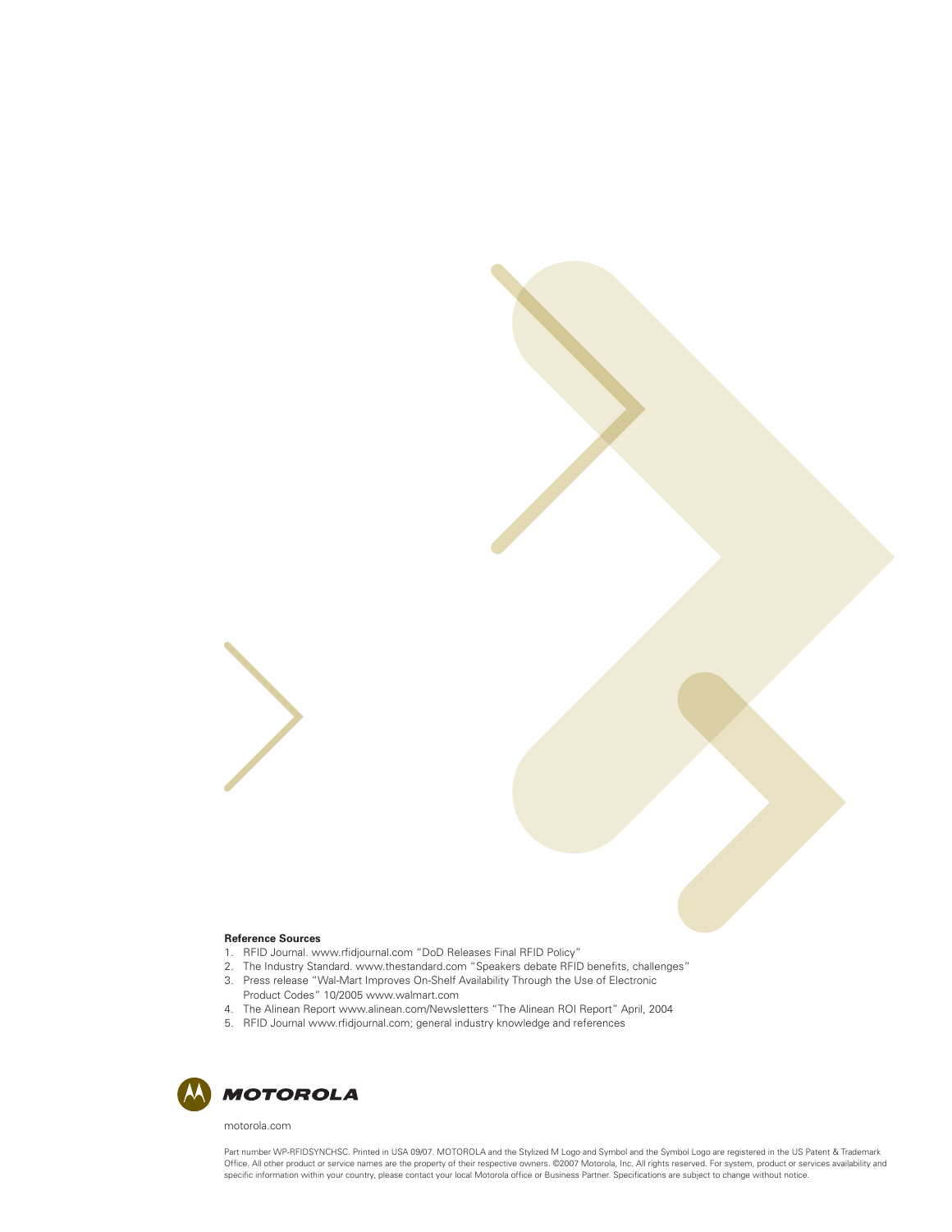**Reference Sources**

1. RFID Journal. www.rfidjournal.com "DoD Releases Final RFID Policy"
2. The Industry Standard. www.thestandard.com "Speakers debate RFID benefits, challenges"
3. Press release "Wal-Mart Improves On-Shelf Availability Through the Use of Electronic Product Codes" 10/2005 www.walmart.com
4. The Alinean Report www.alinean.com/Newsletters "The Alinean ROI Report" April, 2004
5. RFID Journal www.rfidjournal.com; general industry knowledge and references

MOTOROLA

motorola.com

Part number WP-RFIDSYNCHSC. Printed in USA 09/07. MOTOROLA and the Stylized M Logo and Symbol and the Symbol Logo are registered in the US Patent & Trademark Office. All other product or service names are the property of their respective owners. ©2007 Motorola, Inc. All rights reserved. For system, product or services availability and specific information within your country, please contact your local Motorola office or Business Partner. Specifications are subject to change without notice.